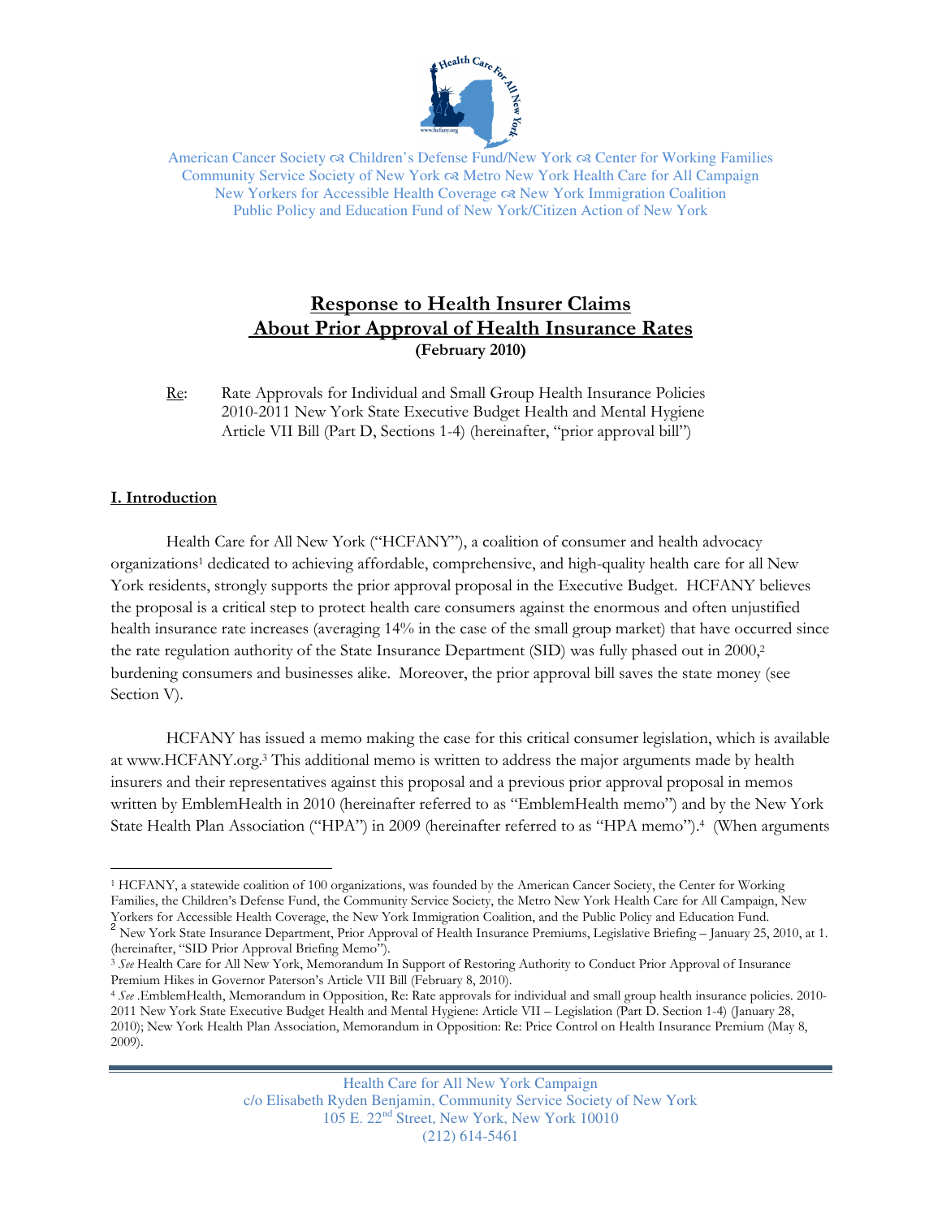American Cancer Society ☙ Children's Defense Fund/New York ☙ Center for Working Families
Community Service Society of New York ☙ Metro New York Health Care for All Campaign
New Yorkers for Accessible Health Coverage ☙ New York Immigration Coalition
Public Policy and Education Fund of New York/Citizen Action of New York

# Response to Health Insurer Claims About Prior Approval of Health Insurance Rates

**(February 2010)**

Re: Rate Approvals for Individual and Small Group Health Insurance Policies 2010-2011 New York State Executive Budget Health and Mental Hygiene Article VII Bill (Part D, Sections 1-4) (hereinafter, "prior approval bill")

## I. Introduction

Health Care for All New York ("HCFANY"), a coalition of consumer and health advocacy organizations[1] dedicated to achieving affordable, comprehensive, and high-quality health care for all New York residents, strongly supports the prior approval proposal in the Executive Budget. HCFANY believes the proposal is a critical step to protect health care consumers against the enormous and often unjustified health insurance rate increases (averaging 14% in the case of the small group market) that have occurred since the rate regulation authority of the State Insurance Department (SID) was fully phased out in 2000,[2] burdening consumers and businesses alike. Moreover, the prior approval bill saves the state money (see Section V).

HCFANY has issued a memo making the case for this critical consumer legislation, which is available at www.HCFANY.org.[3] This additional memo is written to address the major arguments made by health insurers and their representatives against this proposal and a previous prior approval proposal in memos written by EmblemHealth in 2010 (hereinafter referred to as "EmblemHealth memo") and by the New York State Health Plan Association ("HPA") in 2009 (hereinafter referred to as "HPA memo").[4] (When arguments

---

[1] HCFANY, a statewide coalition of 100 organizations, was founded by the American Cancer Society, the Center for Working Families, the Children's Defense Fund, the Community Service Society, the Metro New York Health Care for All Campaign, New Yorkers for Accessible Health Coverage, the New York Immigration Coalition, and the Public Policy and Education Fund.

[2] New York State Insurance Department, Prior Approval of Health Insurance Premiums, Legislative Briefing – January 25, 2010, at 1. (hereinafter, "SID Prior Approval Briefing Memo").

[3] *See* Health Care for All New York, Memorandum In Support of Restoring Authority to Conduct Prior Approval of Insurance Premium Hikes in Governor Paterson's Article VII Bill (February 8, 2010).

[4] *See* .EmblemHealth, Memorandum in Opposition, Re: Rate approvals for individual and small group health insurance policies. 2010-2011 New York State Executive Budget Health and Mental Hygiene: Article VII – Legislation (Part D. Section 1-4) (January 28, 2010); New York Health Plan Association, Memorandum in Opposition: Re: Price Control on Health Insurance Premium (May 8, 2009).

Health Care for All New York Campaign
c/o Elisabeth Ryden Benjamin, Community Service Society of New York
105 E. 22nd Street, New York, New York 10010
(212) 614-5461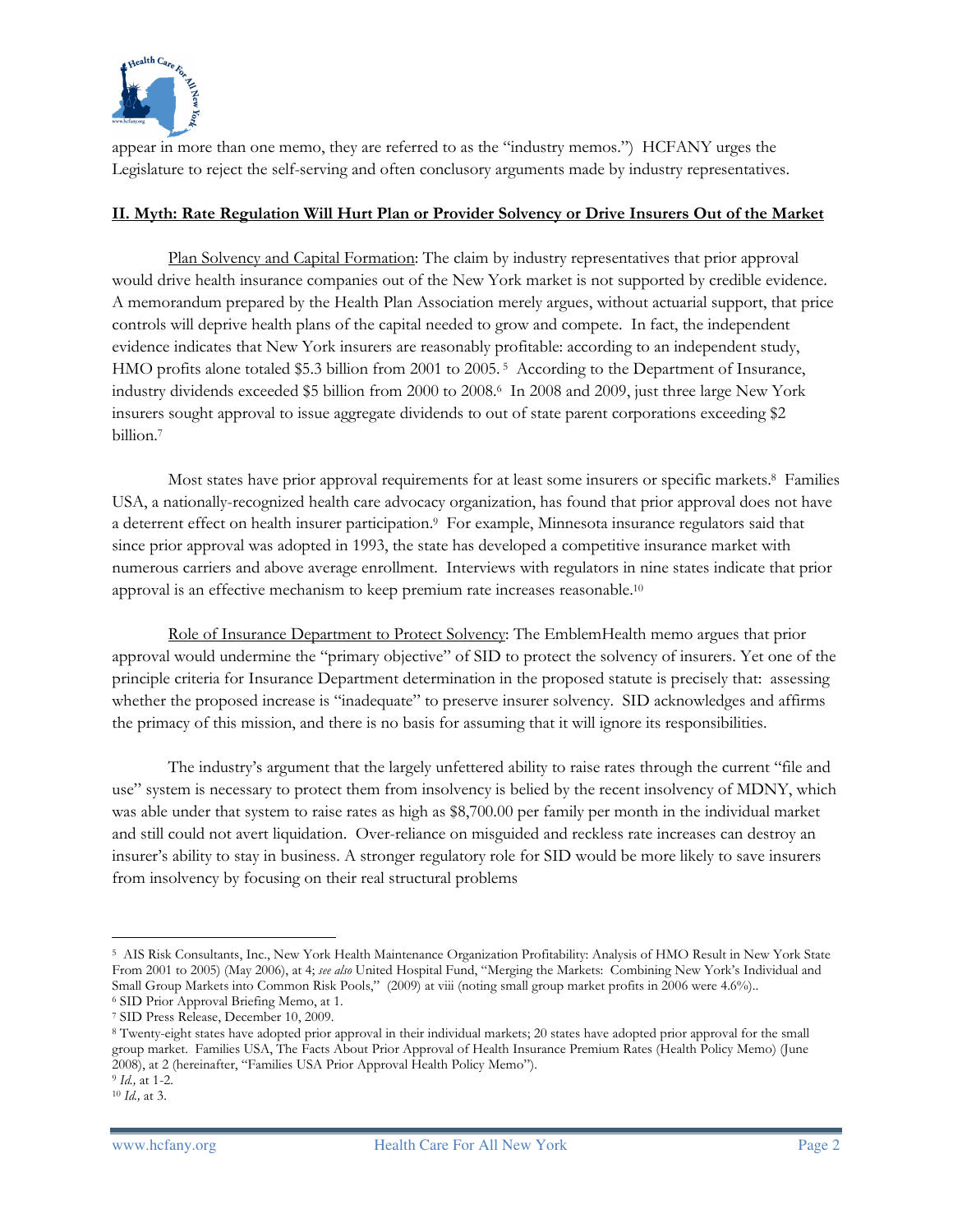appear in more than one memo, they are referred to as the "industry memos.") HCFANY urges the Legislature to reject the self-serving and often conclusory arguments made by industry representatives.

## II. Myth: Rate Regulation Will Hurt Plan or Provider Solvency or Drive Insurers Out of the Market

Plan Solvency and Capital Formation: The claim by industry representatives that prior approval would drive health insurance companies out of the New York market is not supported by credible evidence. A memorandum prepared by the Health Plan Association merely argues, without actuarial support, that price controls will deprive health plans of the capital needed to grow and compete. In fact, the independent evidence indicates that New York insurers are reasonably profitable: according to an independent study, HMO profits alone totaled $5.3 billion from 2001 to 2005.[5] According to the Department of Insurance, industry dividends exceeded $5 billion from 2000 to 2008.[6] In 2008 and 2009, just three large New York insurers sought approval to issue aggregate dividends to out of state parent corporations exceeding $2 billion.[7]

Most states have prior approval requirements for at least some insurers or specific markets.[8] Families USA, a nationally-recognized health care advocacy organization, has found that prior approval does not have a deterrent effect on health insurer participation.[9] For example, Minnesota insurance regulators said that since prior approval was adopted in 1993, the state has developed a competitive insurance market with numerous carriers and above average enrollment. Interviews with regulators in nine states indicate that prior approval is an effective mechanism to keep premium rate increases reasonable.[10]

Role of Insurance Department to Protect Solvency: The EmblemHealth memo argues that prior approval would undermine the "primary objective" of SID to protect the solvency of insurers. Yet one of the principle criteria for Insurance Department determination in the proposed statute is precisely that: assessing whether the proposed increase is "inadequate" to preserve insurer solvency. SID acknowledges and affirms the primacy of this mission, and there is no basis for assuming that it will ignore its responsibilities.

The industry's argument that the largely unfettered ability to raise rates through the current "file and use" system is necessary to protect them from insolvency is belied by the recent insolvency of MDNY, which was able under that system to raise rates as high as $8,700.00 per family per month in the individual market and still could not avert liquidation. Over-reliance on misguided and reckless rate increases can destroy an insurer's ability to stay in business. A stronger regulatory role for SID would be more likely to save insurers from insolvency by focusing on their real structural problems

---

[5] AIS Risk Consultants, Inc., New York Health Maintenance Organization Profitability: Analysis of HMO Result in New York State From 2001 to 2005) (May 2006), at 4; *see also* United Hospital Fund, "Merging the Markets: Combining New York's Individual and Small Group Markets into Common Risk Pools," (2009) at viii (noting small group market profits in 2006 were 4.6%)..

[6] SID Prior Approval Briefing Memo, at 1.

[7] SID Press Release, December 10, 2009.

[8] Twenty-eight states have adopted prior approval in their individual markets; 20 states have adopted prior approval for the small group market. Families USA, The Facts About Prior Approval of Health Insurance Premium Rates (Health Policy Memo) (June 2008), at 2 (hereinafter, "Families USA Prior Approval Health Policy Memo").

[9] *Id.,* at 1-2.

[10] *Id.,* at 3.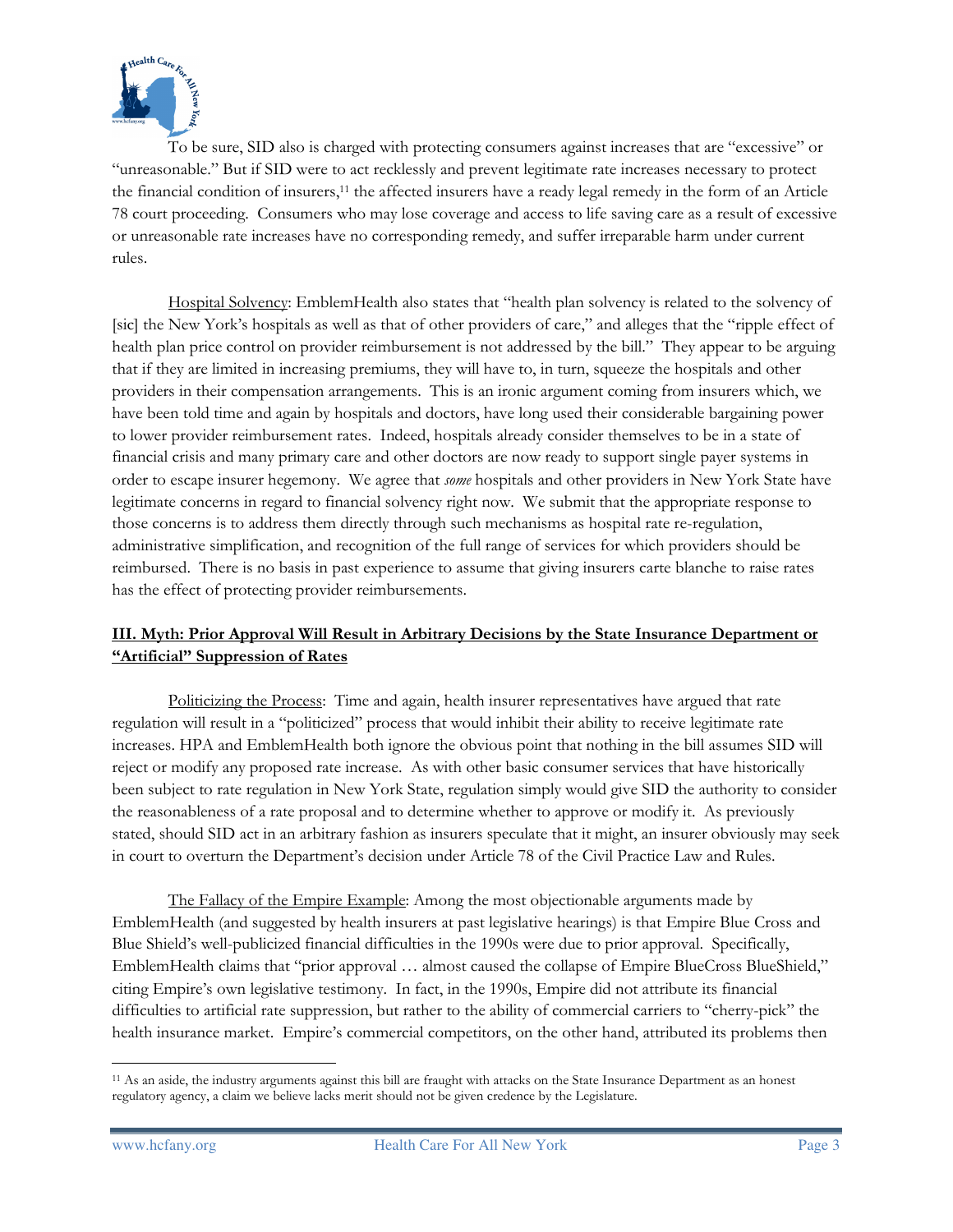To be sure, SID also is charged with protecting consumers against increases that are "excessive" or "unreasonable." But if SID were to act recklessly and prevent legitimate rate increases necessary to protect the financial condition of insurers,[11] the affected insurers have a ready legal remedy in the form of an Article 78 court proceeding. Consumers who may lose coverage and access to life saving care as a result of excessive or unreasonable rate increases have no corresponding remedy, and suffer irreparable harm under current rules.

<u>Hospital Solvency</u>: EmblemHealth also states that "health plan solvency is related to the solvency of [sic] the New York's hospitals as well as that of other providers of care," and alleges that the "ripple effect of health plan price control on provider reimbursement is not addressed by the bill." They appear to be arguing that if they are limited in increasing premiums, they will have to, in turn, squeeze the hospitals and other providers in their compensation arrangements. This is an ironic argument coming from insurers which, we have been told time and again by hospitals and doctors, have long used their considerable bargaining power to lower provider reimbursement rates. Indeed, hospitals already consider themselves to be in a state of financial crisis and many primary care and other doctors are now ready to support single payer systems in order to escape insurer hegemony. We agree that *some* hospitals and other providers in New York State have legitimate concerns in regard to financial solvency right now. We submit that the appropriate response to those concerns is to address them directly through such mechanisms as hospital rate re-regulation, administrative simplification, and recognition of the full range of services for which providers should be reimbursed. There is no basis in past experience to assume that giving insurers carte blanche to raise rates has the effect of protecting provider reimbursements.

## **III. Myth: Prior Approval Will Result in Arbitrary Decisions by the State Insurance Department or "Artificial" Suppression of Rates**

<u>Politicizing the Process</u>: Time and again, health insurer representatives have argued that rate regulation will result in a "politicized" process that would inhibit their ability to receive legitimate rate increases. HPA and EmblemHealth both ignore the obvious point that nothing in the bill assumes SID will reject or modify any proposed rate increase. As with other basic consumer services that have historically been subject to rate regulation in New York State, regulation simply would give SID the authority to consider the reasonableness of a rate proposal and to determine whether to approve or modify it. As previously stated, should SID act in an arbitrary fashion as insurers speculate that it might, an insurer obviously may seek in court to overturn the Department's decision under Article 78 of the Civil Practice Law and Rules.

<u>The Fallacy of the Empire Example</u>: Among the most objectionable arguments made by EmblemHealth (and suggested by health insurers at past legislative hearings) is that Empire Blue Cross and Blue Shield's well-publicized financial difficulties in the 1990s were due to prior approval. Specifically, EmblemHealth claims that "prior approval … almost caused the collapse of Empire BlueCross BlueShield," citing Empire's own legislative testimony. In fact, in the 1990s, Empire did not attribute its financial difficulties to artificial rate suppression, but rather to the ability of commercial carriers to "cherry-pick" the health insurance market. Empire's commercial competitors, on the other hand, attributed its problems then

---

[11] As an aside, the industry arguments against this bill are fraught with attacks on the State Insurance Department as an honest regulatory agency, a claim we believe lacks merit should not be given credence by the Legislature.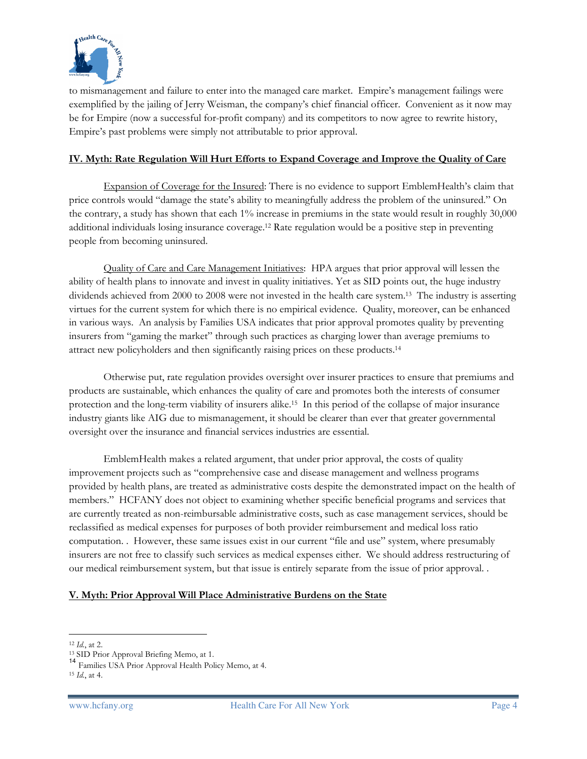to mismanagement and failure to enter into the managed care market. Empire's management failings were exemplified by the jailing of Jerry Weisman, the company's chief financial officer. Convenient as it now may be for Empire (now a successful for-profit company) and its competitors to now agree to rewrite history, Empire's past problems were simply not attributable to prior approval.

## IV. Myth: Rate Regulation Will Hurt Efforts to Expand Coverage and Improve the Quality of Care

Expansion of Coverage for the Insured: There is no evidence to support EmblemHealth's claim that price controls would "damage the state's ability to meaningfully address the problem of the uninsured." On the contrary, a study has shown that each 1% increase in premiums in the state would result in roughly 30,000 additional individuals losing insurance coverage.[12] Rate regulation would be a positive step in preventing people from becoming uninsured.

Quality of Care and Care Management Initiatives: HPA argues that prior approval will lessen the ability of health plans to innovate and invest in quality initiatives. Yet as SID points out, the huge industry dividends achieved from 2000 to 2008 were not invested in the health care system.[13] The industry is asserting virtues for the current system for which there is no empirical evidence. Quality, moreover, can be enhanced in various ways. An analysis by Families USA indicates that prior approval promotes quality by preventing insurers from "gaming the market" through such practices as charging lower than average premiums to attract new policyholders and then significantly raising prices on these products.[14]

Otherwise put, rate regulation provides oversight over insurer practices to ensure that premiums and products are sustainable, which enhances the quality of care and promotes both the interests of consumer protection and the long-term viability of insurers alike.[15] In this period of the collapse of major insurance industry giants like AIG due to mismanagement, it should be clearer than ever that greater governmental oversight over the insurance and financial services industries are essential.

EmblemHealth makes a related argument, that under prior approval, the costs of quality improvement projects such as "comprehensive case and disease management and wellness programs provided by health plans, are treated as administrative costs despite the demonstrated impact on the health of members." HCFANY does not object to examining whether specific beneficial programs and services that are currently treated as non-reimbursable administrative costs, such as case management services, should be reclassified as medical expenses for purposes of both provider reimbursement and medical loss ratio computation. . However, these same issues exist in our current "file and use" system, where presumably insurers are not free to classify such services as medical expenses either. We should address restructuring of our medical reimbursement system, but that issue is entirely separate from the issue of prior approval. .

## V. Myth: Prior Approval Will Place Administrative Burdens on the State

---

[12] *Id.*, at 2.

[13] SID Prior Approval Briefing Memo, at 1.

[14] Families USA Prior Approval Health Policy Memo, at 4.

[15] *Id.*, at 4.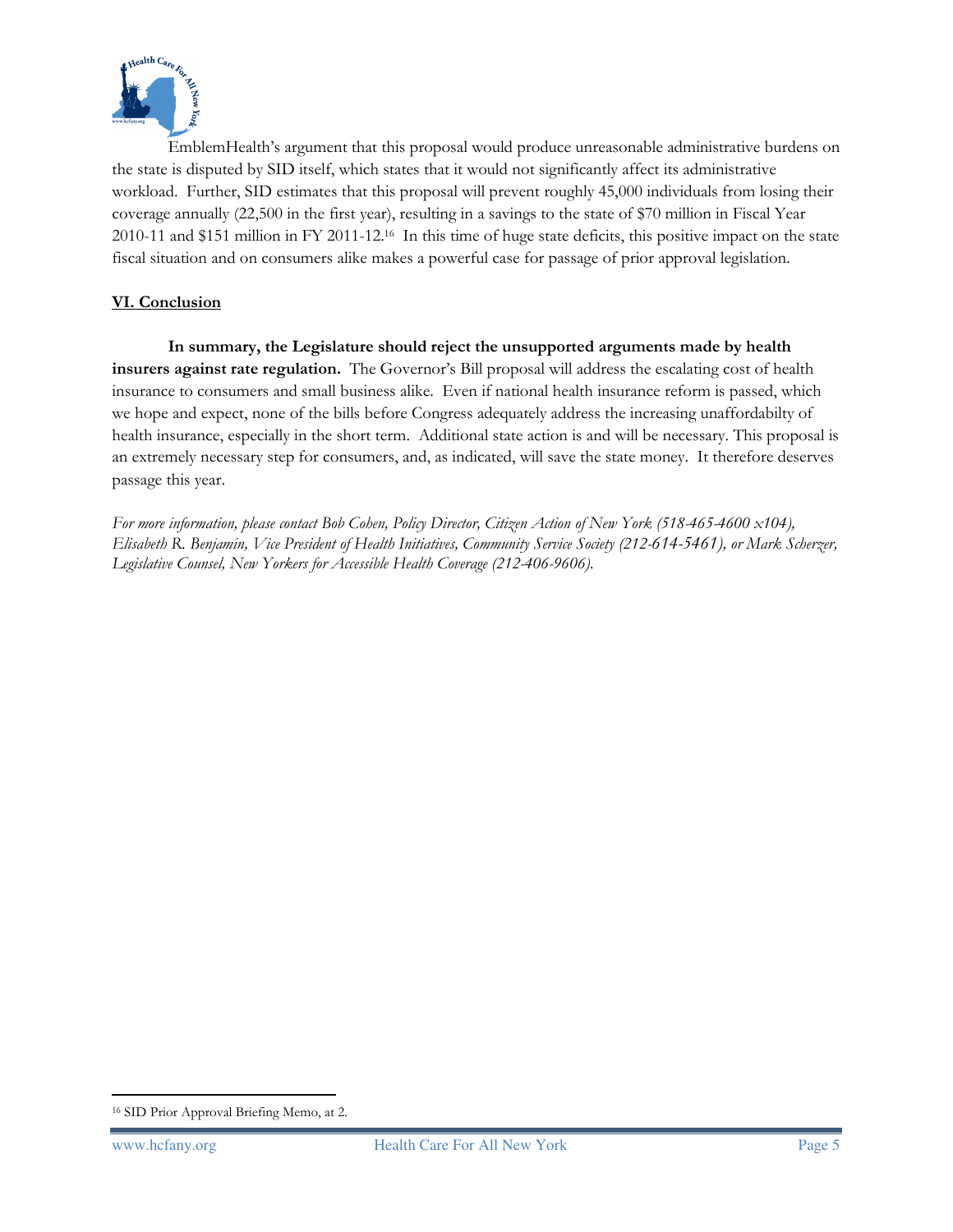EmblemHealth's argument that this proposal would produce unreasonable administrative burdens on the state is disputed by SID itself, which states that it would not significantly affect its administrative workload. Further, SID estimates that this proposal will prevent roughly 45,000 individuals from losing their coverage annually (22,500 in the first year), resulting in a savings to the state of $70 million in Fiscal Year 2010-11 and $151 million in FY 2011-12.[16] In this time of huge state deficits, this positive impact on the state fiscal situation and on consumers alike makes a powerful case for passage of prior approval legislation.

## VI. Conclusion

**In summary, the Legislature should reject the unsupported arguments made by health insurers against rate regulation.** The Governor's Bill proposal will address the escalating cost of health insurance to consumers and small business alike. Even if national health insurance reform is passed, which we hope and expect, none of the bills before Congress adequately address the increasing unaffordabilty of health insurance, especially in the short term. Additional state action is and will be necessary. This proposal is an extremely necessary step for consumers, and, as indicated, will save the state money. It therefore deserves passage this year.

*For more information, please contact Bob Cohen, Policy Director, Citizen Action of New York (518-465-4600 x104), Elisabeth R. Benjamin, Vice President of Health Initiatives, Community Service Society (212-614-5461), or Mark Scherzer, Legislative Counsel, New Yorkers for Accessible Health Coverage (212-406-9606).*

[16] SID Prior Approval Briefing Memo, at 2.